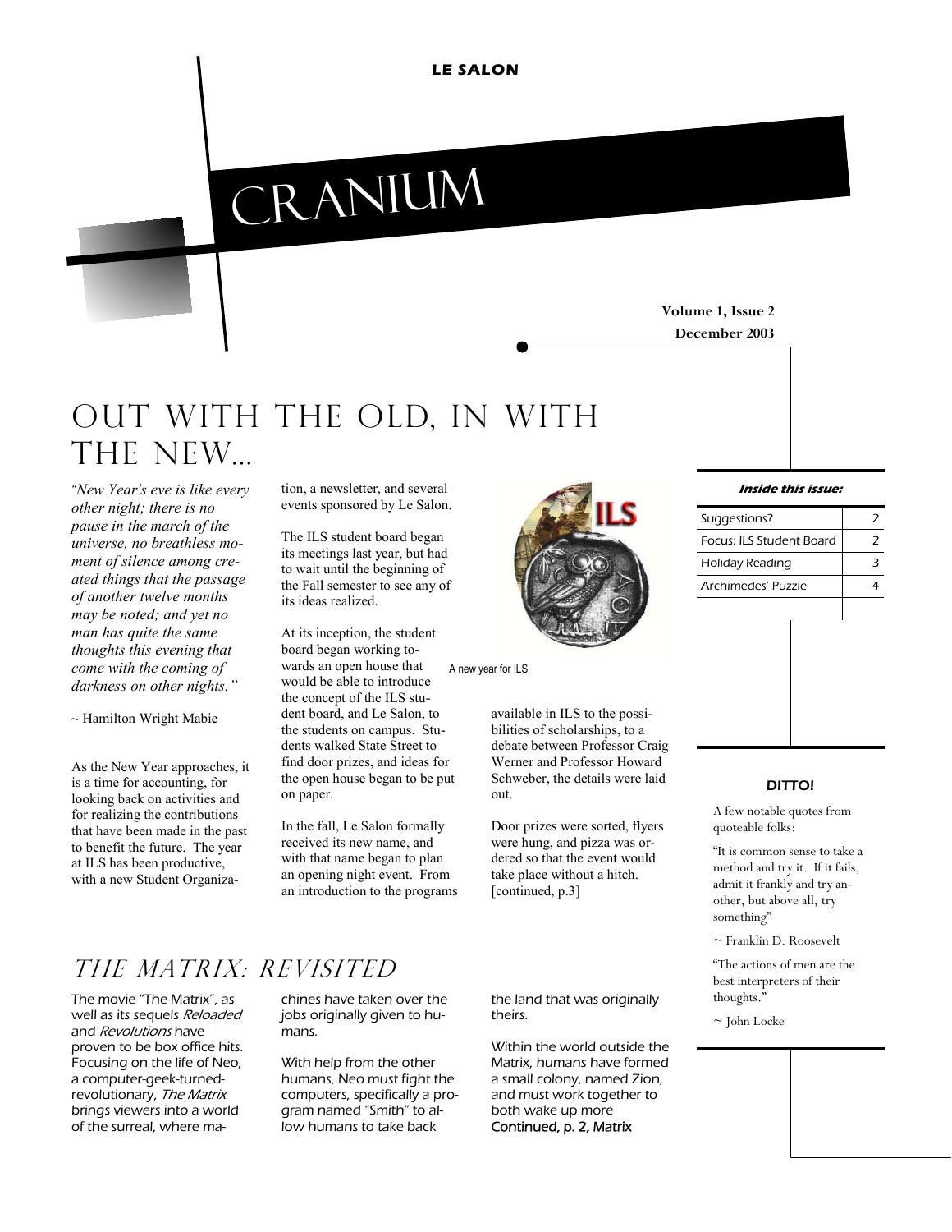LE SALON

# CRANIUM

Volume 1, Issue 2
December 2003

## OUT WITH THE OLD, IN WITH THE NEW...

*"New Year's eve is like every other night; there is no pause in the march of the universe, no breathless moment of silence among created things that the passage of another twelve months may be noted; and yet no man has quite the same thoughts this evening that come with the coming of darkness on other nights."*

~ Hamilton Wright Mabie

As the New Year approaches, it is a time for accounting, for looking back on activities and for realizing the contributions that have been made in the past to benefit the future. The year at ILS has been productive, with a new Student Organization, a newsletter, and several events sponsored by Le Salon.

The ILS student board began its meetings last year, but had to wait until the beginning of the Fall semester to see any of its ideas realized.

At its inception, the student board began working towards an open house that would be able to introduce the concept of the ILS student board, and Le Salon, to the students on campus. Students walked State Street to find door prizes, and ideas for the open house began to be put on paper.

In the fall, Le Salon formally received its new name, and with that name began to plan an opening night event. From an introduction to the programs available in ILS to the possibilities of scholarships, to a debate between Professor Craig Werner and Professor Howard Schweber, the details were laid out.

Door prizes were sorted, flyers were hung, and pizza was ordered so that the event would take place without a hitch. [continued, p.3]

A new year for ILS

**Inside this issue:**

| | |
|---|---|
| Suggestions? | 2 |
| Focus: ILS Student Board | 2 |
| Holiday Reading | 3 |
| Archimedes' Puzzle | 4 |

### DITTO!

A few notable quotes from quoteable folks:

"It is common sense to take a method and try it. If it fails, admit it frankly and try another, but above all, try something"

~ Franklin D. Roosevelt

"The actions of men are the best interpreters of their thoughts."

~ John Locke

## *THE MATRIX: REVISITED*

The movie "The Matrix", as well as its sequels *Reloaded* and *Revolutions* have proven to be box office hits. Focusing on the life of Neo, a computer-geek-turned-revolutionary, *The Matrix* brings viewers into a world of the surreal, where machines have taken over the jobs originally given to humans.

With help from the other humans, Neo must fight the computers, specifically a program named "Smith" to allow humans to take back the land that was originally theirs.

Within the world outside the Matrix, humans have formed a small colony, named Zion, and must work together to both wake up more Continued, p. 2, Matrix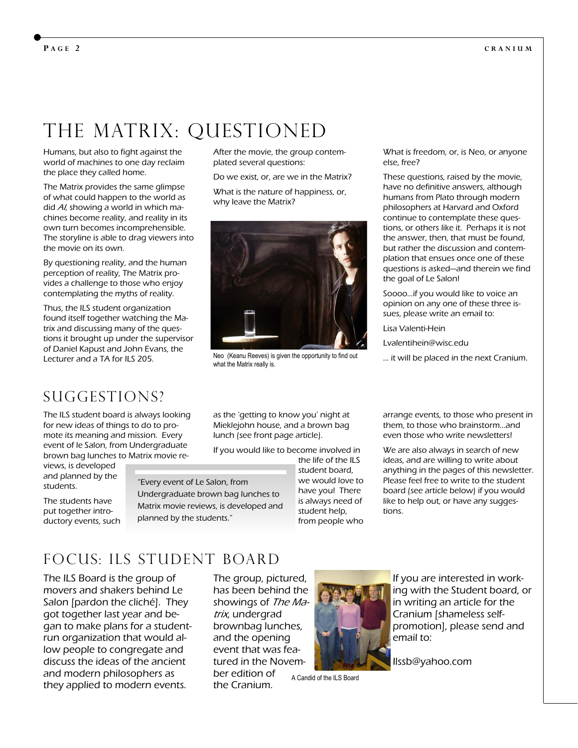# THE MATRIX: QUESTIONED

Humans, but also to fight against the world of machines to one day reclaim the place they called home.

The Matrix provides the same glimpse of what could happen to the world as did *AI*, showing a world in which machines become reality, and reality in its own turn becomes incomprehensible. The storyline is able to drag viewers into the movie on its own.

By questioning reality, and the human perception of reality, The Matrix provides a challenge to those who enjoy contemplating the myths of reality.

Thus, the ILS student organization found itself together watching the Matrix and discussing many of the questions it brought up under the supervisor of Daniel Kapust and John Evans, the Lecturer and a TA for ILS 205.

After the movie, the group contemplated several questions:

Do we exist, or, are we in the Matrix?

What is the nature of happiness, or, why leave the Matrix?

Neo (Keanu Reeves) is given the opportunity to find out what the Matrix really is.

What is freedom, or, is Neo, or anyone else, free?

These questions, raised by the movie, have no definitive answers, although humans from Plato through modern philosophers at Harvard and Oxford continue to contemplate these questions, or others like it. Perhaps it is not the answer, then, that must be found, but rather the discussion and contemplation that ensues once one of these questions is asked—and therein we find the goal of Le Salon!

Soooo…if you would like to voice an opinion on any one of these three issues, please write an email to:

Lisa Valenti-Hein

Lvalentihein@wisc.edu

… it will be placed in the next Cranium.

# SUGGESTIONS?

The ILS student board is always looking for new ideas of things to do to promote its meaning and mission. Every event of le Salon, from Undergraduate brown bag lunches to Matrix movie reviews, is developed and planned by the students.

The students have put together introductory events, such as the 'getting to know you' night at Mieklejohn house, and a brown bag lunch (see front page article).

> "Every event of Le Salon, from Undergraduate brown bag lunches to Matrix movie reviews, is developed and planned by the students."

If you would like to become involved in the life of the ILS student board, we would love to have you! There is always need of student help, from people who arrange events, to those who present in them, to those who brainstorm…and even those who write newsletters!

We are also always in search of new ideas, and are willing to write about anything in the pages of this newsletter. Please feel free to write to the student board (see article below) if you would like to help out, or have any suggestions.

# FOCUS: ILS STUDENT BOARD

The ILS Board is the group of movers and shakers behind Le Salon [pardon the cliché]. They got together last year and began to make plans for a student-run organization that would allow people to congregate and discuss the ideas of the ancient and modern philosophers as they applied to modern events.

The group, pictured, has been behind the showings of *The Matrix*, undergrad brownbag lunches, and the opening event that was featured in the November edition of the Cranium.

A Candid of the ILS Board

If you are interested in working with the Student board, or in writing an article for the Cranium [shameless self-promotion], please send and email to:

Ilssb@yahoo.com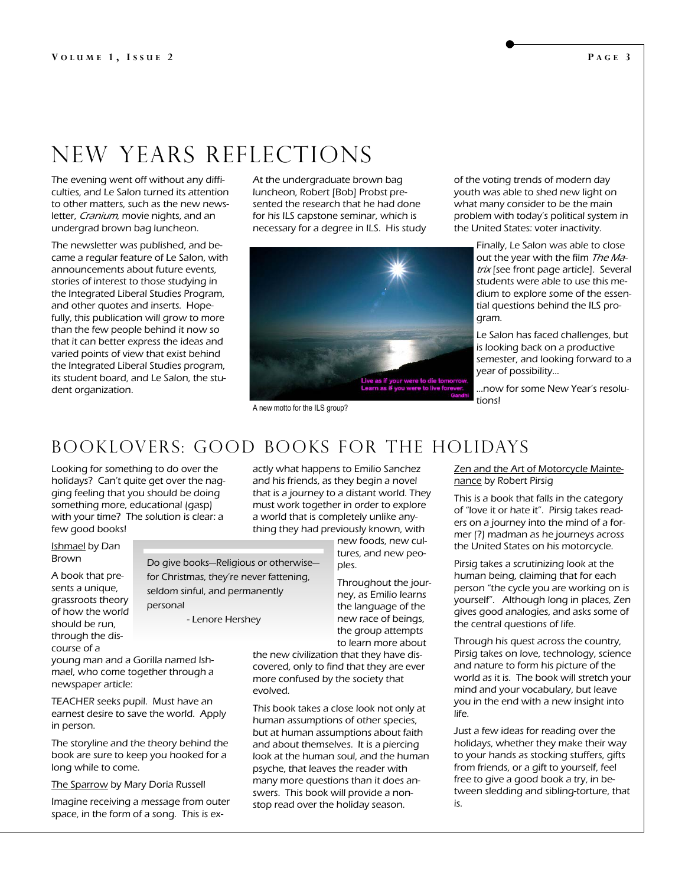# NEW YEARS REFLECTIONS

The evening went off without any difficulties, and Le Salon turned its attention to other matters, such as the new newsletter, *Cranium*, movie nights, and an undergrad brown bag luncheon.

The newsletter was published, and became a regular feature of Le Salon, with announcements about future events, stories of interest to those studying in the Integrated Liberal Studies Program, and other quotes and inserts. Hopefully, this publication will grow to more than the few people behind it now so that it can better express the ideas and varied points of view that exist behind the Integrated Liberal Studies program, its student board, and Le Salon, the student organization.

At the undergraduate brown bag luncheon, Robert [Bob] Probst presented the research that he had done for his ILS capstone seminar, which is necessary for a degree in ILS. His study of the voting trends of modern day youth was able to shed new light on what many consider to be the main problem with today's political system in the United States: voter inactivity.

Live as if your were to die tomorrow.
Learn as if you were to live forever.
Gandhi

A new motto for the ILS group?

Finally, Le Salon was able to close out the year with the film *The Matrix* [see front page article]. Several students were able to use this medium to explore some of the essential questions behind the ILS program.

Le Salon has faced challenges, but is looking back on a productive semester, and looking forward to a year of possibility...

...now for some New Year's resolutions!

# BOOKLOVERS: GOOD BOOKS FOR THE HOLIDAYS

Looking for something to do over the holidays? Can't quite get over the nagging feeling that you should be doing something more, educational (gasp) with your time? The solution is clear: a few good books!

> Do give books—Religious or otherwise—for Christmas, they're never fattening, seldom sinful, and permanently personal
>
> \- Lenore Hershey

Ishmael by Dan Brown

A book that presents a unique, grassroots theory of how the world should be run, through the discourse of a young man and a Gorilla named Ishmael, who come together through a newspaper article:

TEACHER seeks pupil. Must have an earnest desire to save the world. Apply in person.

The storyline and the theory behind the book are sure to keep you hooked for a long while to come.

The Sparrow by Mary Doria Russell

Imagine receiving a message from outer space, in the form of a song. This is exactly what happens to Emilio Sanchez and his friends, as they begin a novel that is a journey to a distant world. They must work together in order to explore a world that is completely unlike anything they had previously known, with new foods, new cultures, and new peoples.

Throughout the journey, as Emilio learns the language of the new race of beings, the group attempts to learn more about the new civilization that they have discovered, only to find that they are ever more confused by the society that evolved.

This book takes a close look not only at human assumptions of other species, but at human assumptions about faith and about themselves. It is a piercing look at the human soul, and the human psyche, that leaves the reader with many more questions than it does answers. This book will provide a non-stop read over the holiday season.

Zen and the Art of Motorcycle Maintenance by Robert Pirsig

This is a book that falls in the category of "love it or hate it". Pirsig takes readers on a journey into the mind of a former (?) madman as he journeys across the United States on his motorcycle.

Pirsig takes a scrutinizing look at the human being, claiming that for each person "the cycle you are working on is yourself". Although long in places, Zen gives good analogies, and asks some of the central questions of life.

Through his quest across the country, Pirsig takes on love, technology, science and nature to form his picture of the world as it is. The book will stretch your mind and your vocabulary, but leave you in the end with a new insight into life.

Just a few ideas for reading over the holidays, whether they make their way to your hands as stocking stuffers, gifts from friends, or a gift to yourself, feel free to give a good book a try, in between sledding and sibling-torture, that is.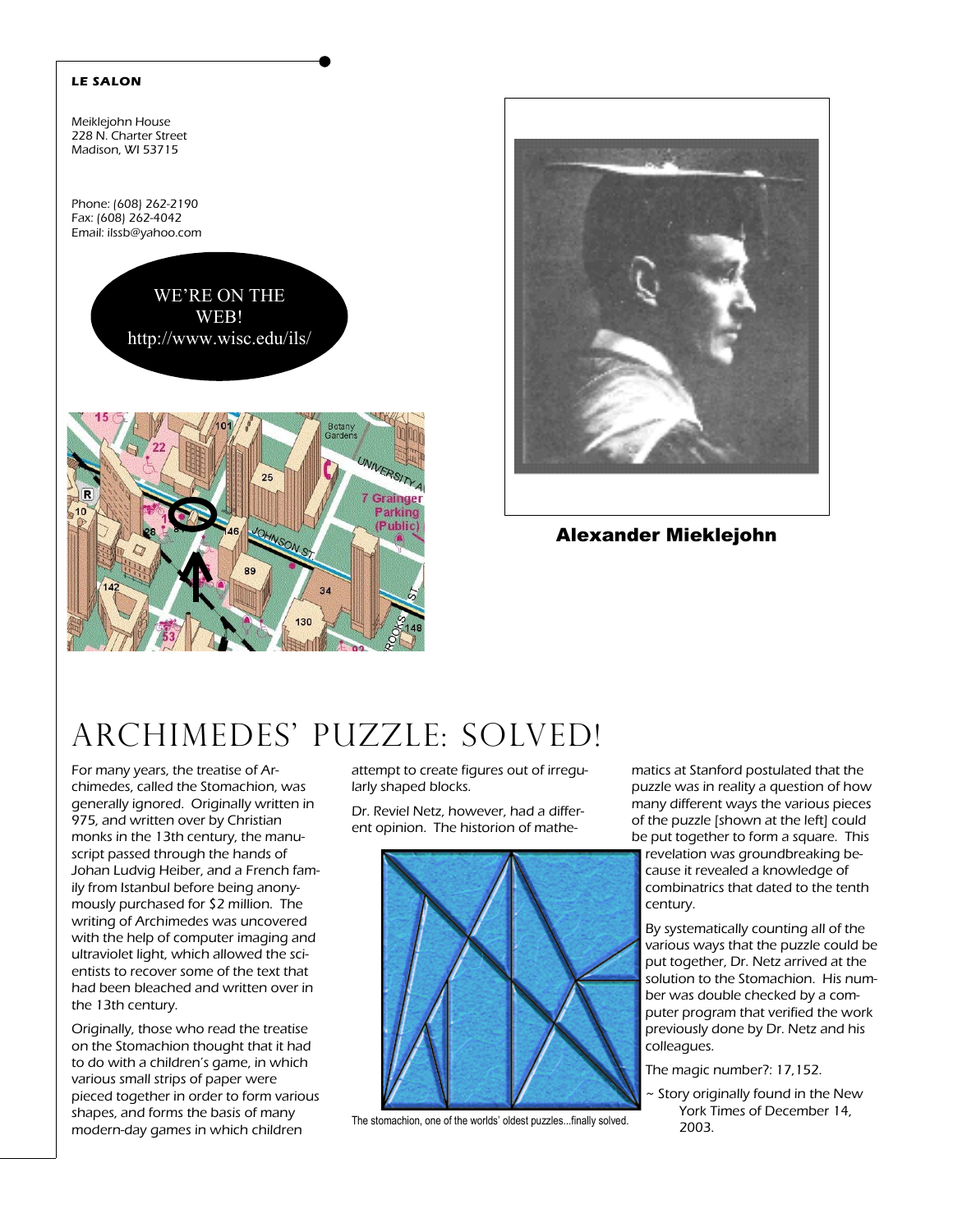**LE SALON**

Meiklejohn House
228 N. Charter Street
Madison, WI 53715

Phone: (608) 262-2190
Fax: (608) 262-4042
Email: ilssb@yahoo.com

WE'RE ON THE WEB!
http://www.wisc.edu/ils/

**Alexander Mieklejohn**

# ARCHIMEDES' PUZZLE: SOLVED!

For many years, the treatise of Archimedes, called the Stomachion, was generally ignored. Originally written in 975, and written over by Christian monks in the 13th century, the manuscript passed through the hands of Johan Ludvig Heiber, and a French family from Istanbul before being anonymously purchased for $2 million. The writing of Archimedes was uncovered with the help of computer imaging and ultraviolet light, which allowed the scientists to recover some of the text that had been bleached and written over in the 13th century.

Originally, those who read the treatise on the Stomachion thought that it had to do with a children's game, in which various small strips of paper were pieced together in order to form various shapes, and forms the basis of many modern-day games in which children attempt to create figures out of irregularly shaped blocks.

Dr. Reviel Netz, however, had a different opinion. The historion of mathematics at Stanford postulated that the puzzle was in reality a question of how many different ways the various pieces of the puzzle [shown at the left] could be put together to form a square. This revelation was groundbreaking because it revealed a knowledge of combinatrics that dated to the tenth century.

By systematically counting all of the various ways that the puzzle could be put together, Dr. Netz arrived at the solution to the Stomachion. His number was double checked by a computer program that verified the work previously done by Dr. Netz and his colleagues.

The magic number?: 17,152.

~ Story originally found in the New York Times of December 14, 2003.

The stomachion, one of the worlds' oldest puzzles...finally solved.